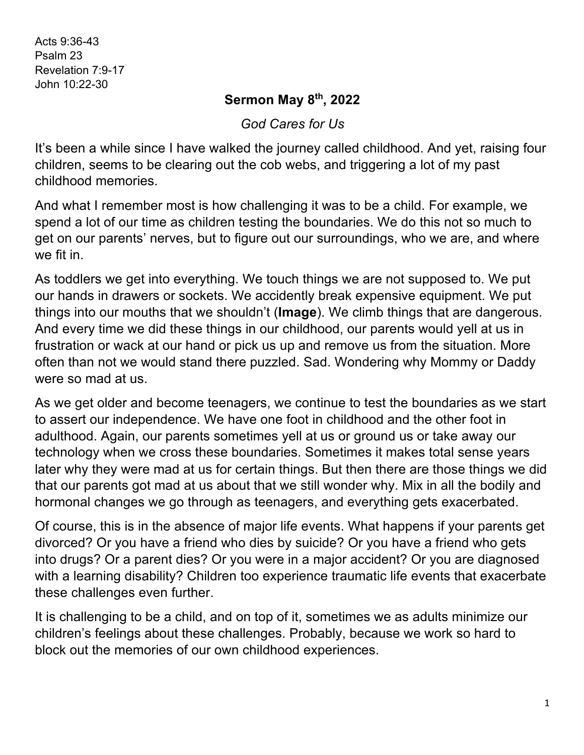Acts 9:36-43
Psalm 23
Revelation 7:9-17
John 10:22-30

# Sermon May 8th, 2022

*God Cares for Us*

It's been a while since I have walked the journey called childhood. And yet, raising four children, seems to be clearing out the cob webs, and triggering a lot of my past childhood memories.

And what I remember most is how challenging it was to be a child. For example, we spend a lot of our time as children testing the boundaries. We do this not so much to get on our parents' nerves, but to figure out our surroundings, who we are, and where we fit in.

As toddlers we get into everything. We touch things we are not supposed to. We put our hands in drawers or sockets. We accidently break expensive equipment. We put things into our mouths that we shouldn't (**Image**). We climb things that are dangerous. And every time we did these things in our childhood, our parents would yell at us in frustration or wack at our hand or pick us up and remove us from the situation. More often than not we would stand there puzzled. Sad. Wondering why Mommy or Daddy were so mad at us.

As we get older and become teenagers, we continue to test the boundaries as we start to assert our independence. We have one foot in childhood and the other foot in adulthood. Again, our parents sometimes yell at us or ground us or take away our technology when we cross these boundaries. Sometimes it makes total sense years later why they were mad at us for certain things. But then there are those things we did that our parents got mad at us about that we still wonder why. Mix in all the bodily and hormonal changes we go through as teenagers, and everything gets exacerbated.

Of course, this is in the absence of major life events. What happens if your parents get divorced? Or you have a friend who dies by suicide? Or you have a friend who gets into drugs? Or a parent dies? Or you were in a major accident? Or you are diagnosed with a learning disability? Children too experience traumatic life events that exacerbate these challenges even further.

It is challenging to be a child, and on top of it, sometimes we as adults minimize our children's feelings about these challenges. Probably, because we work so hard to block out the memories of our own childhood experiences.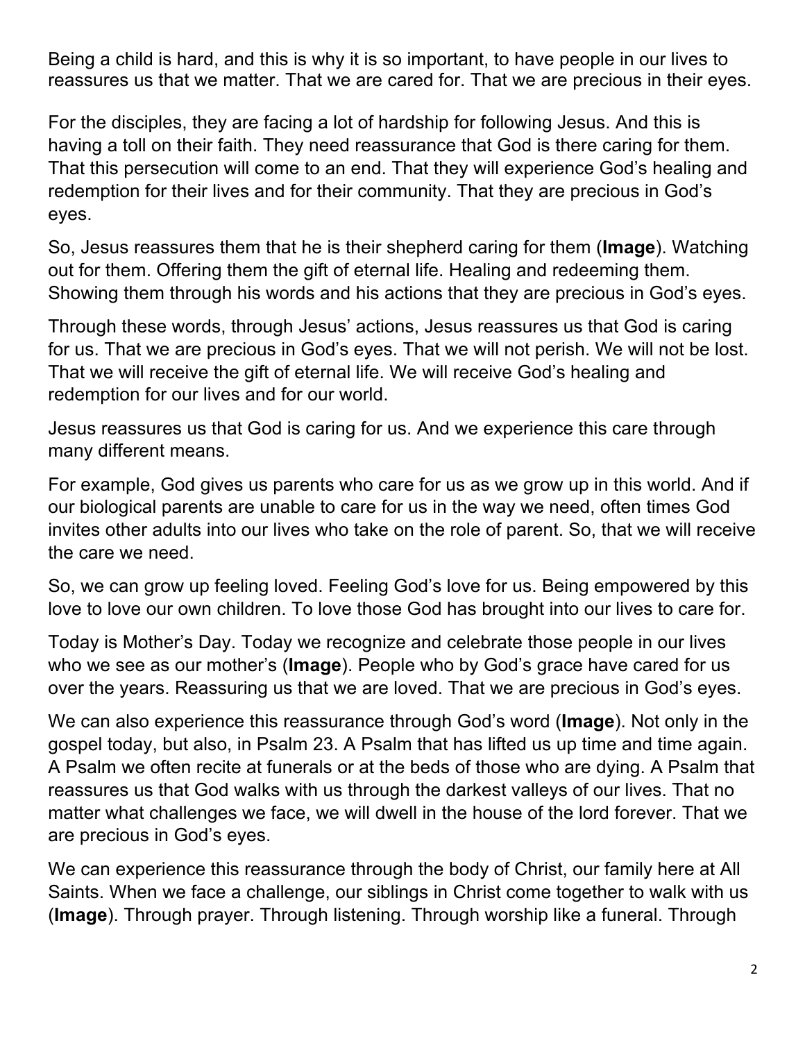Being a child is hard, and this is why it is so important, to have people in our lives to reassures us that we matter. That we are cared for. That we are precious in their eyes.

For the disciples, they are facing a lot of hardship for following Jesus. And this is having a toll on their faith. They need reassurance that God is there caring for them. That this persecution will come to an end. That they will experience God's healing and redemption for their lives and for their community. That they are precious in God's eyes.

So, Jesus reassures them that he is their shepherd caring for them (**Image**). Watching out for them. Offering them the gift of eternal life. Healing and redeeming them. Showing them through his words and his actions that they are precious in God's eyes.

Through these words, through Jesus' actions, Jesus reassures us that God is caring for us. That we are precious in God's eyes. That we will not perish. We will not be lost. That we will receive the gift of eternal life. We will receive God's healing and redemption for our lives and for our world.

Jesus reassures us that God is caring for us. And we experience this care through many different means.

For example, God gives us parents who care for us as we grow up in this world. And if our biological parents are unable to care for us in the way we need, often times God invites other adults into our lives who take on the role of parent. So, that we will receive the care we need.

So, we can grow up feeling loved. Feeling God's love for us. Being empowered by this love to love our own children. To love those God has brought into our lives to care for.

Today is Mother's Day. Today we recognize and celebrate those people in our lives who we see as our mother's (**Image**). People who by God's grace have cared for us over the years. Reassuring us that we are loved. That we are precious in God's eyes.

We can also experience this reassurance through God's word (**Image**). Not only in the gospel today, but also, in Psalm 23. A Psalm that has lifted us up time and time again. A Psalm we often recite at funerals or at the beds of those who are dying. A Psalm that reassures us that God walks with us through the darkest valleys of our lives. That no matter what challenges we face, we will dwell in the house of the lord forever. That we are precious in God's eyes.

We can experience this reassurance through the body of Christ, our family here at All Saints. When we face a challenge, our siblings in Christ come together to walk with us (**Image**). Through prayer. Through listening. Through worship like a funeral. Through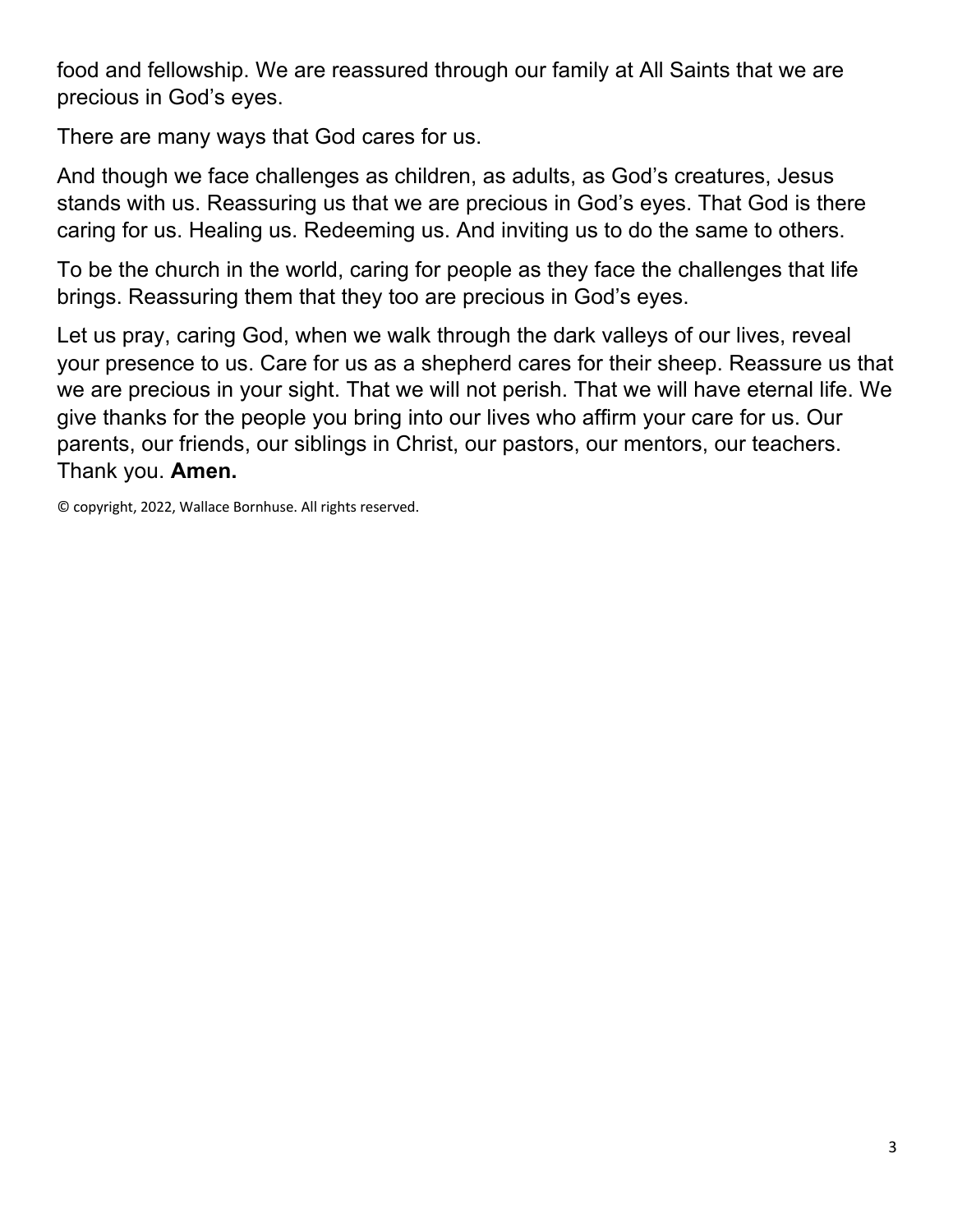food and fellowship. We are reassured through our family at All Saints that we are precious in God's eyes.

There are many ways that God cares for us.

And though we face challenges as children, as adults, as God's creatures, Jesus stands with us. Reassuring us that we are precious in God's eyes. That God is there caring for us. Healing us. Redeeming us. And inviting us to do the same to others.

To be the church in the world, caring for people as they face the challenges that life brings. Reassuring them that they too are precious in God's eyes.

Let us pray, caring God, when we walk through the dark valleys of our lives, reveal your presence to us. Care for us as a shepherd cares for their sheep. Reassure us that we are precious in your sight. That we will not perish. That we will have eternal life. We give thanks for the people you bring into our lives who affirm your care for us. Our parents, our friends, our siblings in Christ, our pastors, our mentors, our teachers. Thank you. **Amen.**

© copyright, 2022, Wallace Bornhuse. All rights reserved.